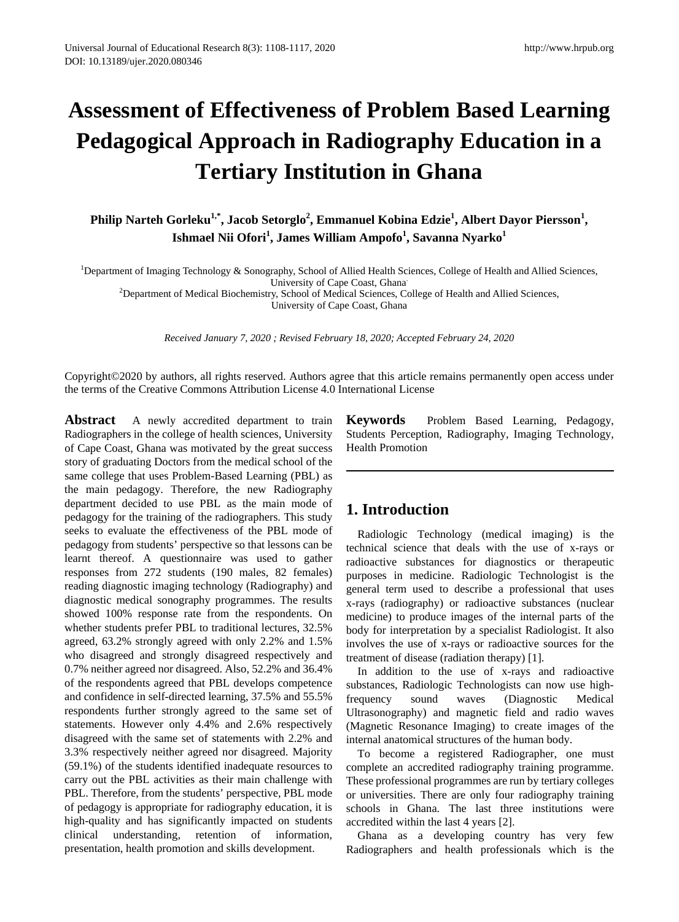# Assessment of Effectiveness of Problem Based Learning Pedagogical Approach in Radiography Education in a Tertiary Institution in Ghana

**Philip Narteh Gorleku[1,*], Jacob Setorglo[2], Emmanuel Kobina Edzie[1], Albert Dayor Piersson[1], Ishmael Nii Ofori[1], James William Ampofo[1], Savanna Nyarko[1]**

[1]Department of Imaging Technology & Sonography, School of Allied Health Sciences, College of Health and Allied Sciences, University of Cape Coast, Ghana
[2]Department of Medical Biochemistry, School of Medical Sciences, College of Health and Allied Sciences, University of Cape Coast, Ghana

*Received January 7, 2020 ; Revised February 18, 2020; Accepted February 24, 2020*

Copyright©2020 by authors, all rights reserved. Authors agree that this article remains permanently open access under the terms of the Creative Commons Attribution License 4.0 International License

**Abstract** A newly accredited department to train Radiographers in the college of health sciences, University of Cape Coast, Ghana was motivated by the great success story of graduating Doctors from the medical school of the same college that uses Problem-Based Learning (PBL) as the main pedagogy. Therefore, the new Radiography department decided to use PBL as the main mode of pedagogy for the training of the radiographers. This study seeks to evaluate the effectiveness of the PBL mode of pedagogy from students' perspective so that lessons can be learnt thereof. A questionnaire was used to gather responses from 272 students (190 males, 82 females) reading diagnostic imaging technology (Radiography) and diagnostic medical sonography programmes. The results showed 100% response rate from the respondents. On whether students prefer PBL to traditional lectures, 32.5% agreed, 63.2% strongly agreed with only 2.2% and 1.5% who disagreed and strongly disagreed respectively and 0.7% neither agreed nor disagreed. Also, 52.2% and 36.4% of the respondents agreed that PBL develops competence and confidence in self-directed learning, 37.5% and 55.5% respondents further strongly agreed to the same set of statements. However only 4.4% and 2.6% respectively disagreed with the same set of statements with 2.2% and 3.3% respectively neither agreed nor disagreed. Majority (59.1%) of the students identified inadequate resources to carry out the PBL activities as their main challenge with PBL. Therefore, from the students' perspective, PBL mode of pedagogy is appropriate for radiography education, it is high-quality and has significantly impacted on students clinical understanding, retention of information, presentation, health promotion and skills development.

**Keywords** Problem Based Learning, Pedagogy, Students Perception, Radiography, Imaging Technology, Health Promotion

## 1. Introduction

Radiologic Technology (medical imaging) is the technical science that deals with the use of x-rays or radioactive substances for diagnostics or therapeutic purposes in medicine. Radiologic Technologist is the general term used to describe a professional that uses x-rays (radiography) or radioactive substances (nuclear medicine) to produce images of the internal parts of the body for interpretation by a specialist Radiologist. It also involves the use of x-rays or radioactive sources for the treatment of disease (radiation therapy) [1].

In addition to the use of x-rays and radioactive substances, Radiologic Technologists can now use high-frequency sound waves (Diagnostic Medical Ultrasonography) and magnetic field and radio waves (Magnetic Resonance Imaging) to create images of the internal anatomical structures of the human body.

To become a registered Radiographer, one must complete an accredited radiography training programme. These professional programmes are run by tertiary colleges or universities. There are only four radiography training schools in Ghana. The last three institutions were accredited within the last 4 years [2].

Ghana as a developing country has very few Radiographers and health professionals which is the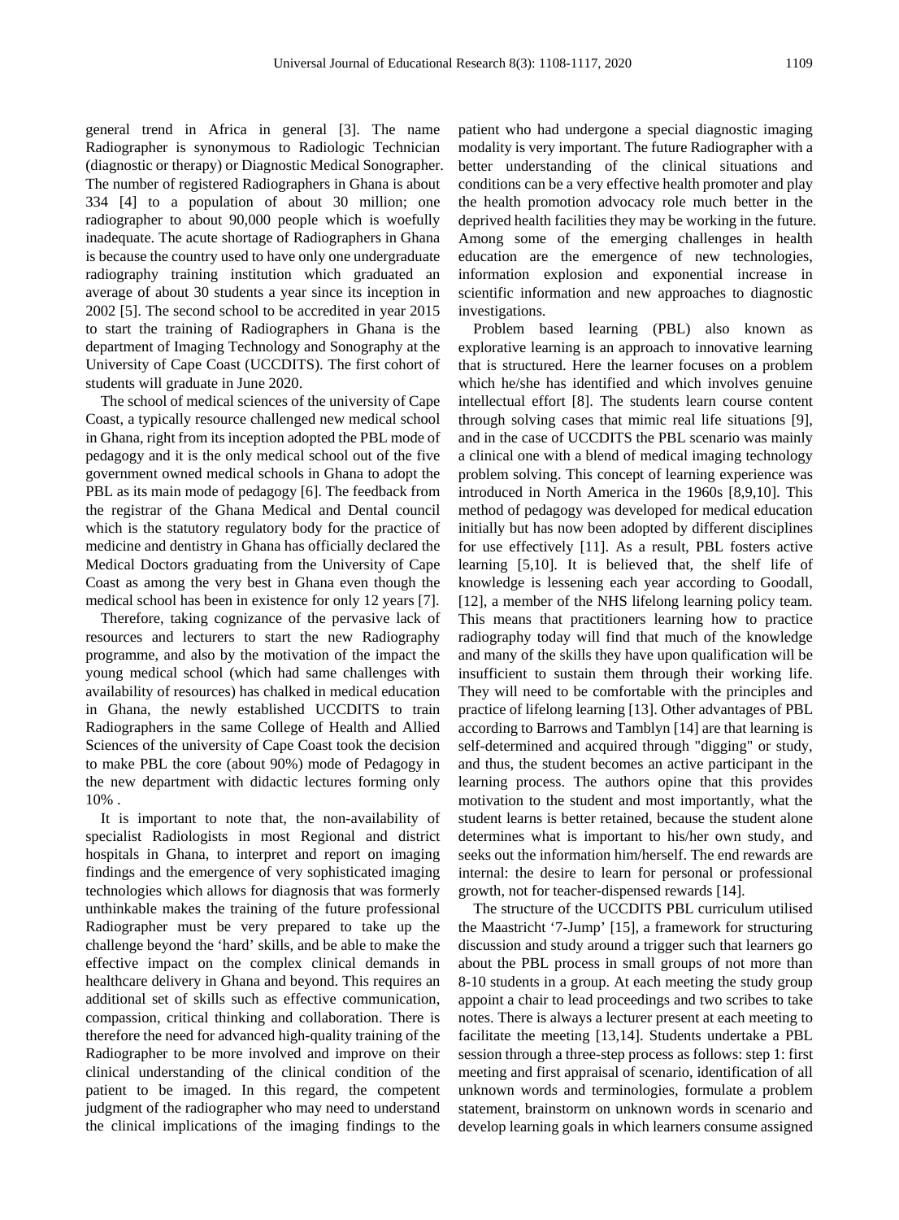general trend in Africa in general [3]. The name Radiographer is synonymous to Radiologic Technician (diagnostic or therapy) or Diagnostic Medical Sonographer. The number of registered Radiographers in Ghana is about 334 [4] to a population of about 30 million; one radiographer to about 90,000 people which is woefully inadequate. The acute shortage of Radiographers in Ghana is because the country used to have only one undergraduate radiography training institution which graduated an average of about 30 students a year since its inception in 2002 [5]. The second school to be accredited in year 2015 to start the training of Radiographers in Ghana is the department of Imaging Technology and Sonography at the University of Cape Coast (UCCDITS). The first cohort of students will graduate in June 2020.

The school of medical sciences of the university of Cape Coast, a typically resource challenged new medical school in Ghana, right from its inception adopted the PBL mode of pedagogy and it is the only medical school out of the five government owned medical schools in Ghana to adopt the PBL as its main mode of pedagogy [6]. The feedback from the registrar of the Ghana Medical and Dental council which is the statutory regulatory body for the practice of medicine and dentistry in Ghana has officially declared the Medical Doctors graduating from the University of Cape Coast as among the very best in Ghana even though the medical school has been in existence for only 12 years [7].

Therefore, taking cognizance of the pervasive lack of resources and lecturers to start the new Radiography programme, and also by the motivation of the impact the young medical school (which had same challenges with availability of resources) has chalked in medical education in Ghana, the newly established UCCDITS to train Radiographers in the same College of Health and Allied Sciences of the university of Cape Coast took the decision to make PBL the core (about 90%) mode of Pedagogy in the new department with didactic lectures forming only 10% .

It is important to note that, the non-availability of specialist Radiologists in most Regional and district hospitals in Ghana, to interpret and report on imaging findings and the emergence of very sophisticated imaging technologies which allows for diagnosis that was formerly unthinkable makes the training of the future professional Radiographer must be very prepared to take up the challenge beyond the 'hard' skills, and be able to make the effective impact on the complex clinical demands in healthcare delivery in Ghana and beyond. This requires an additional set of skills such as effective communication, compassion, critical thinking and collaboration. There is therefore the need for advanced high-quality training of the Radiographer to be more involved and improve on their clinical understanding of the clinical condition of the patient to be imaged. In this regard, the competent judgment of the radiographer who may need to understand the clinical implications of the imaging findings to the patient who had undergone a special diagnostic imaging modality is very important. The future Radiographer with a better understanding of the clinical situations and conditions can be a very effective health promoter and play the health promotion advocacy role much better in the deprived health facilities they may be working in the future. Among some of the emerging challenges in health education are the emergence of new technologies, information explosion and exponential increase in scientific information and new approaches to diagnostic investigations.

Problem based learning (PBL) also known as explorative learning is an approach to innovative learning that is structured. Here the learner focuses on a problem which he/she has identified and which involves genuine intellectual effort [8]. The students learn course content through solving cases that mimic real life situations [9], and in the case of UCCDITS the PBL scenario was mainly a clinical one with a blend of medical imaging technology problem solving. This concept of learning experience was introduced in North America in the 1960s [8,9,10]. This method of pedagogy was developed for medical education initially but has now been adopted by different disciplines for use effectively [11]. As a result, PBL fosters active learning [5,10]. It is believed that, the shelf life of knowledge is lessening each year according to Goodall, [12], a member of the NHS lifelong learning policy team. This means that practitioners learning how to practice radiography today will find that much of the knowledge and many of the skills they have upon qualification will be insufficient to sustain them through their working life. They will need to be comfortable with the principles and practice of lifelong learning [13]. Other advantages of PBL according to Barrows and Tamblyn [14] are that learning is self-determined and acquired through "digging" or study, and thus, the student becomes an active participant in the learning process. The authors opine that this provides motivation to the student and most importantly, what the student learns is better retained, because the student alone determines what is important to his/her own study, and seeks out the information him/herself. The end rewards are internal: the desire to learn for personal or professional growth, not for teacher-dispensed rewards [14].

The structure of the UCCDITS PBL curriculum utilised the Maastricht '7-Jump' [15], a framework for structuring discussion and study around a trigger such that learners go about the PBL process in small groups of not more than 8-10 students in a group. At each meeting the study group appoint a chair to lead proceedings and two scribes to take notes. There is always a lecturer present at each meeting to facilitate the meeting [13,14]. Students undertake a PBL session through a three-step process as follows: step 1: first meeting and first appraisal of scenario, identification of all unknown words and terminologies, formulate a problem statement, brainstorm on unknown words in scenario and develop learning goals in which learners consume assigned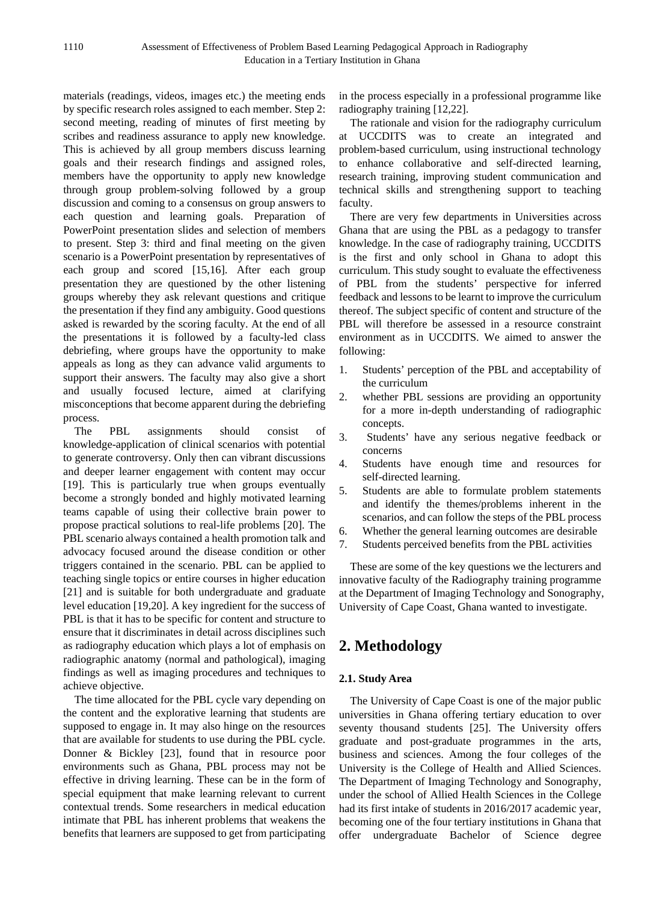materials (readings, videos, images etc.) the meeting ends by specific research roles assigned to each member. Step 2: second meeting, reading of minutes of first meeting by scribes and readiness assurance to apply new knowledge. This is achieved by all group members discuss learning goals and their research findings and assigned roles, members have the opportunity to apply new knowledge through group problem-solving followed by a group discussion and coming to a consensus on group answers to each question and learning goals. Preparation of PowerPoint presentation slides and selection of members to present. Step 3: third and final meeting on the given scenario is a PowerPoint presentation by representatives of each group and scored [15,16]. After each group presentation they are questioned by the other listening groups whereby they ask relevant questions and critique the presentation if they find any ambiguity. Good questions asked is rewarded by the scoring faculty. At the end of all the presentations it is followed by a faculty-led class debriefing, where groups have the opportunity to make appeals as long as they can advance valid arguments to support their answers. The faculty may also give a short and usually focused lecture, aimed at clarifying misconceptions that become apparent during the debriefing process.

The PBL assignments should consist of knowledge-application of clinical scenarios with potential to generate controversy. Only then can vibrant discussions and deeper learner engagement with content may occur [19]. This is particularly true when groups eventually become a strongly bonded and highly motivated learning teams capable of using their collective brain power to propose practical solutions to real-life problems [20]. The PBL scenario always contained a health promotion talk and advocacy focused around the disease condition or other triggers contained in the scenario. PBL can be applied to teaching single topics or entire courses in higher education [21] and is suitable for both undergraduate and graduate level education [19,20]. A key ingredient for the success of PBL is that it has to be specific for content and structure to ensure that it discriminates in detail across disciplines such as radiography education which plays a lot of emphasis on radiographic anatomy (normal and pathological), imaging findings as well as imaging procedures and techniques to achieve objective.

The time allocated for the PBL cycle vary depending on the content and the explorative learning that students are supposed to engage in. It may also hinge on the resources that are available for students to use during the PBL cycle. Donner & Bickley [23], found that in resource poor environments such as Ghana, PBL process may not be effective in driving learning. These can be in the form of special equipment that make learning relevant to current contextual trends. Some researchers in medical education intimate that PBL has inherent problems that weakens the benefits that learners are supposed to get from participating in the process especially in a professional programme like radiography training [12,22].

The rationale and vision for the radiography curriculum at UCCDITS was to create an integrated and problem-based curriculum, using instructional technology to enhance collaborative and self-directed learning, research training, improving student communication and technical skills and strengthening support to teaching faculty.

There are very few departments in Universities across Ghana that are using the PBL as a pedagogy to transfer knowledge. In the case of radiography training, UCCDITS is the first and only school in Ghana to adopt this curriculum. This study sought to evaluate the effectiveness of PBL from the students' perspective for inferred feedback and lessons to be learnt to improve the curriculum thereof. The subject specific of content and structure of the PBL will therefore be assessed in a resource constraint environment as in UCCDITS. We aimed to answer the following:

1. Students' perception of the PBL and acceptability of the curriculum
2. whether PBL sessions are providing an opportunity for a more in-depth understanding of radiographic concepts.
3. Students' have any serious negative feedback or concerns
4. Students have enough time and resources for self-directed learning.
5. Students are able to formulate problem statements and identify the themes/problems inherent in the scenarios, and can follow the steps of the PBL process
6. Whether the general learning outcomes are desirable
7. Students perceived benefits from the PBL activities

These are some of the key questions we the lecturers and innovative faculty of the Radiography training programme at the Department of Imaging Technology and Sonography, University of Cape Coast, Ghana wanted to investigate.

## 2. Methodology

### 2.1. Study Area

The University of Cape Coast is one of the major public universities in Ghana offering tertiary education to over seventy thousand students [25]. The University offers graduate and post-graduate programmes in the arts, business and sciences. Among the four colleges of the University is the College of Health and Allied Sciences. The Department of Imaging Technology and Sonography, under the school of Allied Health Sciences in the College had its first intake of students in 2016/2017 academic year, becoming one of the four tertiary institutions in Ghana that offer undergraduate Bachelor of Science degree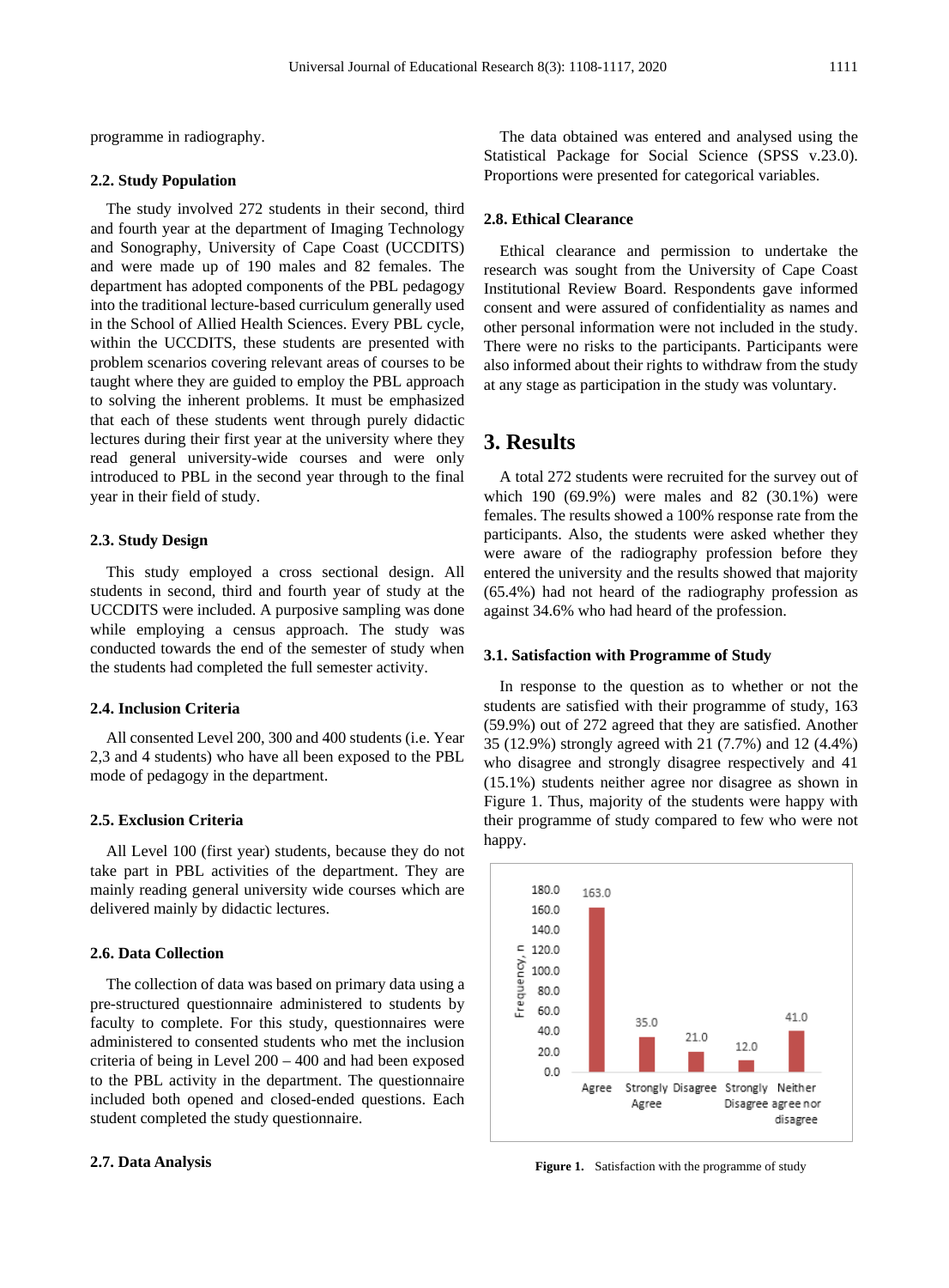programme in radiography.

### 2.2. Study Population

The study involved 272 students in their second, third and fourth year at the department of Imaging Technology and Sonography, University of Cape Coast (UCCDITS) and were made up of 190 males and 82 females. The department has adopted components of the PBL pedagogy into the traditional lecture-based curriculum generally used in the School of Allied Health Sciences. Every PBL cycle, within the UCCDITS, these students are presented with problem scenarios covering relevant areas of courses to be taught where they are guided to employ the PBL approach to solving the inherent problems. It must be emphasized that each of these students went through purely didactic lectures during their first year at the university where they read general university-wide courses and were only introduced to PBL in the second year through to the final year in their field of study.

### 2.3. Study Design

This study employed a cross sectional design. All students in second, third and fourth year of study at the UCCDITS were included. A purposive sampling was done while employing a census approach. The study was conducted towards the end of the semester of study when the students had completed the full semester activity.

### 2.4. Inclusion Criteria

All consented Level 200, 300 and 400 students (i.e. Year 2,3 and 4 students) who have all been exposed to the PBL mode of pedagogy in the department.

### 2.5. Exclusion Criteria

All Level 100 (first year) students, because they do not take part in PBL activities of the department. They are mainly reading general university wide courses which are delivered mainly by didactic lectures.

### 2.6. Data Collection

The collection of data was based on primary data using a pre-structured questionnaire administered to students by faculty to complete. For this study, questionnaires were administered to consented students who met the inclusion criteria of being in Level 200 – 400 and had been exposed to the PBL activity in the department. The questionnaire included both opened and closed-ended questions. Each student completed the study questionnaire.

### 2.7. Data Analysis

The data obtained was entered and analysed using the Statistical Package for Social Science (SPSS v.23.0). Proportions were presented for categorical variables.

### 2.8. Ethical Clearance

Ethical clearance and permission to undertake the research was sought from the University of Cape Coast Institutional Review Board. Respondents gave informed consent and were assured of confidentiality as names and other personal information were not included in the study. There were no risks to the participants. Participants were also informed about their rights to withdraw from the study at any stage as participation in the study was voluntary.

## 3. Results

A total 272 students were recruited for the survey out of which 190 (69.9%) were males and 82 (30.1%) were females. The results showed a 100% response rate from the participants. Also, the students were asked whether they were aware of the radiography profession before they entered the university and the results showed that majority (65.4%) had not heard of the radiography profession as against 34.6% who had heard of the profession.

### 3.1. Satisfaction with Programme of Study

In response to the question as to whether or not the students are satisfied with their programme of study, 163 (59.9%) out of 272 agreed that they are satisfied. Another 35 (12.9%) strongly agreed with 21 (7.7%) and 12 (4.4%) who disagree and strongly disagree respectively and 41 (15.1%) students neither agree nor disagree as shown in Figure 1. Thus, majority of the students were happy with their programme of study compared to few who were not happy.

| Response | Frequency, n |
|---|---|
| Agree | 163.0 |
| Strongly Agree | 35.0 |
| Disagree | 21.0 |
| Strongly Disagree | 12.0 |
| Neither agree nor disagree | 41.0 |

**Figure 1.** Satisfaction with the programme of study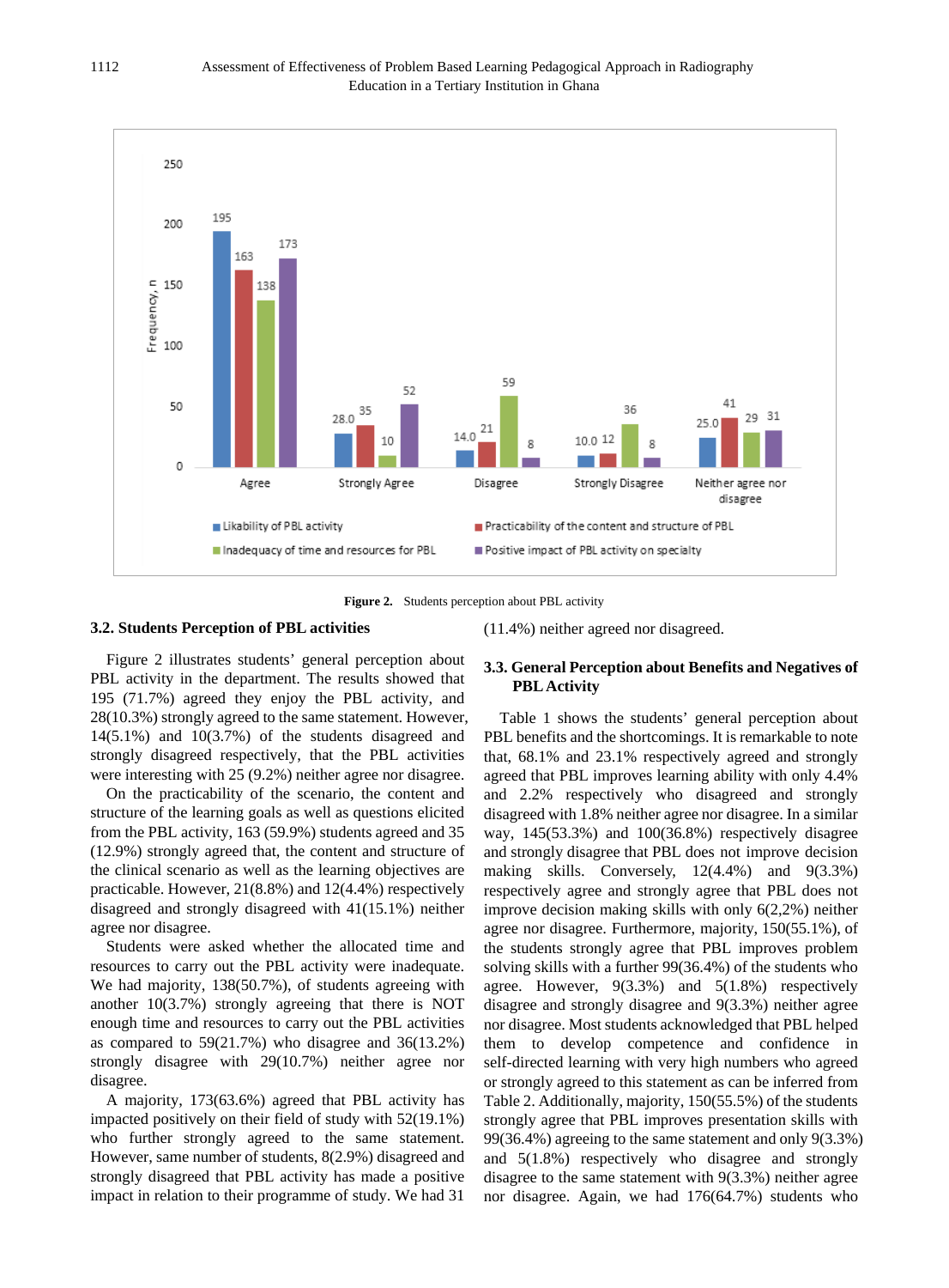Figure 2. Students perception about PBL activity

### 3.2. Students Perception of PBL activities

Figure 2 illustrates students' general perception about PBL activity in the department. The results showed that 195 (71.7%) agreed they enjoy the PBL activity, and 28(10.3%) strongly agreed to the same statement. However, 14(5.1%) and 10(3.7%) of the students disagreed and strongly disagreed respectively, that the PBL activities were interesting with 25 (9.2%) neither agree nor disagree.

On the practicability of the scenario, the content and structure of the learning goals as well as questions elicited from the PBL activity, 163 (59.9%) students agreed and 35 (12.9%) strongly agreed that, the content and structure of the clinical scenario as well as the learning objectives are practicable. However, 21(8.8%) and 12(4.4%) respectively disagreed and strongly disagreed with 41(15.1%) neither agree nor disagree.

Students were asked whether the allocated time and resources to carry out the PBL activity were inadequate. We had majority, 138(50.7%), of students agreeing with another 10(3.7%) strongly agreeing that there is NOT enough time and resources to carry out the PBL activities as compared to 59(21.7%) who disagree and 36(13.2%) strongly disagree with 29(10.7%) neither agree nor disagree.

A majority, 173(63.6%) agreed that PBL activity has impacted positively on their field of study with 52(19.1%) who further strongly agreed to the same statement. However, same number of students, 8(2.9%) disagreed and strongly disagreed that PBL activity has made a positive impact in relation to their programme of study. We had 31 (11.4%) neither agreed nor disagreed.

### 3.3. General Perception about Benefits and Negatives of PBL Activity

Table 1 shows the students' general perception about PBL benefits and the shortcomings. It is remarkable to note that, 68.1% and 23.1% respectively agreed and strongly agreed that PBL improves learning ability with only 4.4% and 2.2% respectively who disagreed and strongly disagreed with 1.8% neither agree nor disagree. In a similar way, 145(53.3%) and 100(36.8%) respectively disagree and strongly disagree that PBL does not improve decision making skills. Conversely, 12(4.4%) and 9(3.3%) respectively agree and strongly agree that PBL does not improve decision making skills with only 6(2,2%) neither agree nor disagree. Furthermore, majority, 150(55.1%), of the students strongly agree that PBL improves problem solving skills with a further 99(36.4%) of the students who agree. However, 9(3.3%) and 5(1.8%) respectively disagree and strongly disagree and 9(3.3%) neither agree nor disagree. Most students acknowledged that PBL helped them to develop competence and confidence in self-directed learning with very high numbers who agreed or strongly agreed to this statement as can be inferred from Table 2. Additionally, majority, 150(55.5%) of the students strongly agree that PBL improves presentation skills with 99(36.4%) agreeing to the same statement and only 9(3.3%) and 5(1.8%) respectively who disagree and strongly disagree to the same statement with 9(3.3%) neither agree nor disagree. Again, we had 176(64.7%) students who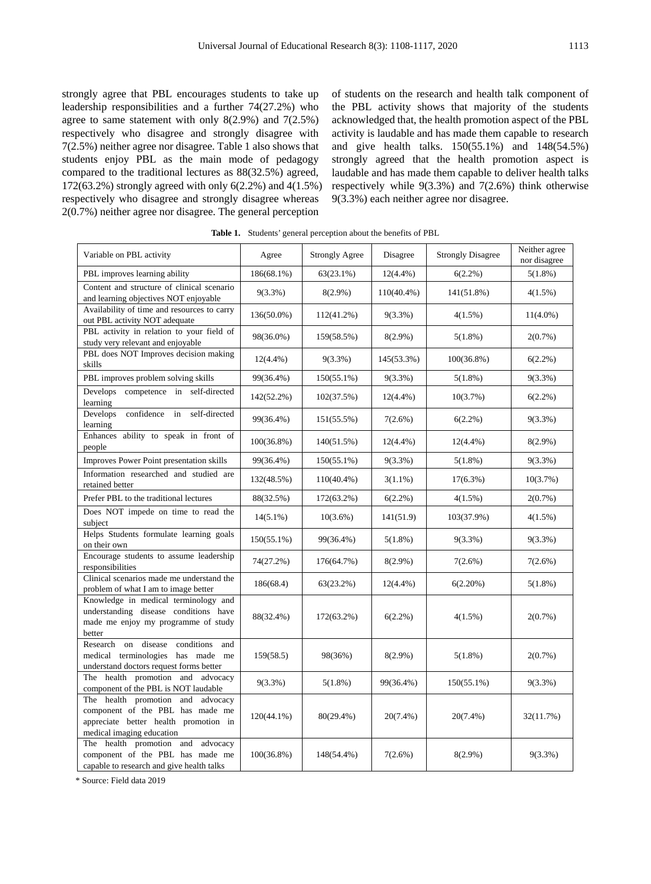strongly agree that PBL encourages students to take up leadership responsibilities and a further 74(27.2%) who agree to same statement with only 8(2.9%) and 7(2.5%) respectively who disagree and strongly disagree with 7(2.5%) neither agree nor disagree. Table 1 also shows that students enjoy PBL as the main mode of pedagogy compared to the traditional lectures as 88(32.5%) agreed, 172(63.2%) strongly agreed with only 6(2.2%) and 4(1.5%) respectively who disagree and strongly disagree whereas 2(0.7%) neither agree nor disagree. The general perception of students on the research and health talk component of the PBL activity shows that majority of the students acknowledged that, the health promotion aspect of the PBL activity is laudable and has made them capable to research and give health talks. 150(55.1%) and 148(54.5%) strongly agreed that the health promotion aspect is laudable and has made them capable to deliver health talks respectively while 9(3.3%) and 7(2.6%) think otherwise 9(3.3%) each neither agree nor disagree.

**Table 1.** Students' general perception about the benefits of PBL

| Variable on PBL activity | Agree | Strongly Agree | Disagree | Strongly Disagree | Neither agree nor disagree |
|---|---|---|---|---|---|
| PBL improves learning ability | 186(68.1%) | 63(23.1%) | 12(4.4%) | 6(2.2%) | 5(1.8%) |
| Content and structure of clinical scenario and learning objectives NOT enjoyable | 9(3.3%) | 8(2.9%) | 110(40.4%) | 141(51.8%) | 4(1.5%) |
| Availability of time and resources to carry out PBL activity NOT adequate | 136(50.0%) | 112(41.2%) | 9(3.3%) | 4(1.5%) | 11(4.0%) |
| PBL activity in relation to your field of study very relevant and enjoyable | 98(36.0%) | 159(58.5%) | 8(2.9%) | 5(1.8%) | 2(0.7%) |
| PBL does NOT Improves decision making skills | 12(4.4%) | 9(3.3%) | 145(53.3%) | 100(36.8%) | 6(2.2%) |
| PBL improves problem solving skills | 99(36.4%) | 150(55.1%) | 9(3.3%) | 5(1.8%) | 9(3.3%) |
| Develops competence in self-directed learning | 142(52.2%) | 102(37.5%) | 12(4.4%) | 10(3.7%) | 6(2.2%) |
| Develops confidence in self-directed learning | 99(36.4%) | 151(55.5%) | 7(2.6%) | 6(2.2%) | 9(3.3%) |
| Enhances ability to speak in front of people | 100(36.8%) | 140(51.5%) | 12(4.4%) | 12(4.4%) | 8(2.9%) |
| Improves Power Point presentation skills | 99(36.4%) | 150(55.1%) | 9(3.3%) | 5(1.8%) | 9(3.3%) |
| Information researched and studied are retained better | 132(48.5%) | 110(40.4%) | 3(1.1%) | 17(6.3%) | 10(3.7%) |
| Prefer PBL to the traditional lectures | 88(32.5%) | 172(63.2%) | 6(2.2%) | 4(1.5%) | 2(0.7%) |
| Does NOT impede on time to read the subject | 14(5.1%) | 10(3.6%) | 141(51.9) | 103(37.9%) | 4(1.5%) |
| Helps Students formulate learning goals on their own | 150(55.1%) | 99(36.4%) | 5(1.8%) | 9(3.3%) | 9(3.3%) |
| Encourage students to assume leadership responsibilities | 74(27.2%) | 176(64.7%) | 8(2.9%) | 7(2.6%) | 7(2.6%) |
| Clinical scenarios made me understand the problem of what I am to image better | 186(68.4) | 63(23.2%) | 12(4.4%) | 6(2.20%) | 5(1.8%) |
| Knowledge in medical terminology and understanding disease conditions have made me enjoy my programme of study better | 88(32.4%) | 172(63.2%) | 6(2.2%) | 4(1.5%) | 2(0.7%) |
| Research on disease conditions and medical terminologies has made me understand doctors request forms better | 159(58.5) | 98(36%) | 8(2.9%) | 5(1.8%) | 2(0.7%) |
| The health promotion and advocacy component of the PBL is NOT laudable | 9(3.3%) | 5(1.8%) | 99(36.4%) | 150(55.1%) | 9(3.3%) |
| The health promotion and advocacy component of the PBL has made me appreciate better health promotion in medical imaging education | 120(44.1%) | 80(29.4%) | 20(7.4%) | 20(7.4%) | 32(11.7%) |
| The health promotion and advocacy component of the PBL has made me capable to research and give health talks | 100(36.8%) | 148(54.4%) | 7(2.6%) | 8(2.9%) | 9(3.3%) |

* Source: Field data 2019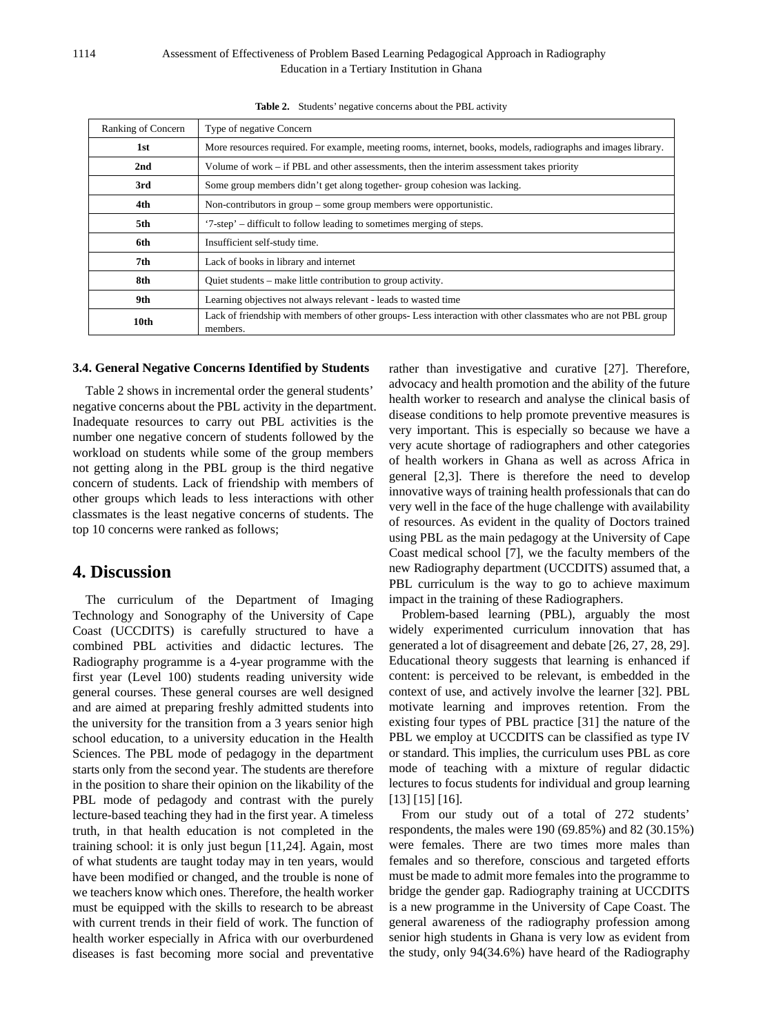**Table 2.** Students' negative concerns about the PBL activity

| Ranking of Concern | Type of negative Concern |
| --- | --- |
| **1st** | More resources required. For example, meeting rooms, internet, books, models, radiographs and images library. |
| **2nd** | Volume of work – if PBL and other assessments, then the interim assessment takes priority |
| **3rd** | Some group members didn't get along together- group cohesion was lacking. |
| **4th** | Non-contributors in group – some group members were opportunistic. |
| **5th** | '7-step' – difficult to follow leading to sometimes merging of steps. |
| **6th** | Insufficient self-study time. |
| **7th** | Lack of books in library and internet |
| **8th** | Quiet students – make little contribution to group activity. |
| **9th** | Learning objectives not always relevant - leads to wasted time |
| **10th** | Lack of friendship with members of other groups- Less interaction with other classmates who are not PBL group members. |

### 3.4. General Negative Concerns Identified by Students

Table 2 shows in incremental order the general students' negative concerns about the PBL activity in the department. Inadequate resources to carry out PBL activities is the number one negative concern of students followed by the workload on students while some of the group members not getting along in the PBL group is the third negative concern of students. Lack of friendship with members of other groups which leads to less interactions with other classmates is the least negative concerns of students. The top 10 concerns were ranked as follows;

## 4. Discussion

The curriculum of the Department of Imaging Technology and Sonography of the University of Cape Coast (UCCDITS) is carefully structured to have a combined PBL activities and didactic lectures. The Radiography programme is a 4-year programme with the first year (Level 100) students reading university wide general courses. These general courses are well designed and are aimed at preparing freshly admitted students into the university for the transition from a 3 years senior high school education, to a university education in the Health Sciences. The PBL mode of pedagogy in the department starts only from the second year. The students are therefore in the position to share their opinion on the likability of the PBL mode of pedagody and contrast with the purely lecture-based teaching they had in the first year. A timeless truth, in that health education is not completed in the training school: it is only just begun [11,24]. Again, most of what students are taught today may in ten years, would have been modified or changed, and the trouble is none of we teachers know which ones. Therefore, the health worker must be equipped with the skills to research to be abreast with current trends in their field of work. The function of health worker especially in Africa with our overburdened diseases is fast becoming more social and preventative rather than investigative and curative [27]. Therefore, advocacy and health promotion and the ability of the future health worker to research and analyse the clinical basis of disease conditions to help promote preventive measures is very important. This is especially so because we have a very acute shortage of radiographers and other categories of health workers in Ghana as well as across Africa in general [2,3]. There is therefore the need to develop innovative ways of training health professionals that can do very well in the face of the huge challenge with availability of resources. As evident in the quality of Doctors trained using PBL as the main pedagogy at the University of Cape Coast medical school [7], we the faculty members of the new Radiography department (UCCDITS) assumed that, a PBL curriculum is the way to go to achieve maximum impact in the training of these Radiographers.

Problem-based learning (PBL), arguably the most widely experimented curriculum innovation that has generated a lot of disagreement and debate [26, 27, 28, 29]. Educational theory suggests that learning is enhanced if content: is perceived to be relevant, is embedded in the context of use, and actively involve the learner [32]. PBL motivate learning and improves retention. From the existing four types of PBL practice [31] the nature of the PBL we employ at UCCDITS can be classified as type IV or standard. This implies, the curriculum uses PBL as core mode of teaching with a mixture of regular didactic lectures to focus students for individual and group learning [13] [15] [16].

From our study out of a total of 272 students' respondents, the males were 190 (69.85%) and 82 (30.15%) were females. There are two times more males than females and so therefore, conscious and targeted efforts must be made to admit more females into the programme to bridge the gender gap. Radiography training at UCCDITS is a new programme in the University of Cape Coast. The general awareness of the radiography profession among senior high students in Ghana is very low as evident from the study, only 94(34.6%) have heard of the Radiography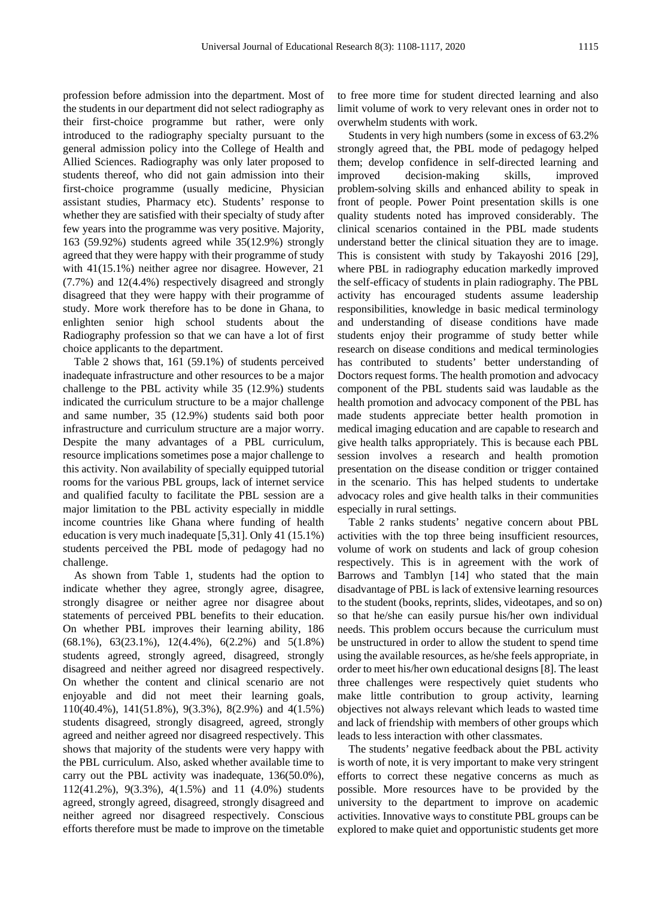profession before admission into the department. Most of the students in our department did not select radiography as their first-choice programme but rather, were only introduced to the radiography specialty pursuant to the general admission policy into the College of Health and Allied Sciences. Radiography was only later proposed to students thereof, who did not gain admission into their first-choice programme (usually medicine, Physician assistant studies, Pharmacy etc). Students' response to whether they are satisfied with their specialty of study after few years into the programme was very positive. Majority, 163 (59.92%) students agreed while 35(12.9%) strongly agreed that they were happy with their programme of study with 41(15.1%) neither agree nor disagree. However, 21 (7.7%) and 12(4.4%) respectively disagreed and strongly disagreed that they were happy with their programme of study. More work therefore has to be done in Ghana, to enlighten senior high school students about the Radiography profession so that we can have a lot of first choice applicants to the department.

Table 2 shows that, 161 (59.1%) of students perceived inadequate infrastructure and other resources to be a major challenge to the PBL activity while 35 (12.9%) students indicated the curriculum structure to be a major challenge and same number, 35 (12.9%) students said both poor infrastructure and curriculum structure are a major worry. Despite the many advantages of a PBL curriculum, resource implications sometimes pose a major challenge to this activity. Non availability of specially equipped tutorial rooms for the various PBL groups, lack of internet service and qualified faculty to facilitate the PBL session are a major limitation to the PBL activity especially in middle income countries like Ghana where funding of health education is very much inadequate [5,31]. Only 41 (15.1%) students perceived the PBL mode of pedagogy had no challenge.

As shown from Table 1, students had the option to indicate whether they agree, strongly agree, disagree, strongly disagree or neither agree nor disagree about statements of perceived PBL benefits to their education. On whether PBL improves their learning ability, 186 (68.1%), 63(23.1%), 12(4.4%), 6(2.2%) and 5(1.8%) students agreed, strongly agreed, disagreed, strongly disagreed and neither agreed nor disagreed respectively. On whether the content and clinical scenario are not enjoyable and did not meet their learning goals, 110(40.4%), 141(51.8%), 9(3.3%), 8(2.9%) and 4(1.5%) students disagreed, strongly disagreed, agreed, strongly agreed and neither agreed nor disagreed respectively. This shows that majority of the students were very happy with the PBL curriculum. Also, asked whether available time to carry out the PBL activity was inadequate, 136(50.0%), 112(41.2%), 9(3.3%), 4(1.5%) and 11 (4.0%) students agreed, strongly agreed, disagreed, strongly disagreed and neither agreed nor disagreed respectively. Conscious efforts therefore must be made to improve on the timetable to free more time for student directed learning and also limit volume of work to very relevant ones in order not to overwhelm students with work.

Students in very high numbers (some in excess of 63.2% strongly agreed that, the PBL mode of pedagogy helped them; develop confidence in self-directed learning and improved decision-making skills, improved problem-solving skills and enhanced ability to speak in front of people. Power Point presentation skills is one quality students noted has improved considerably. The clinical scenarios contained in the PBL made students understand better the clinical situation they are to image. This is consistent with study by Takayoshi 2016 [29], where PBL in radiography education markedly improved the self-efficacy of students in plain radiography. The PBL activity has encouraged students assume leadership responsibilities, knowledge in basic medical terminology and understanding of disease conditions have made students enjoy their programme of study better while research on disease conditions and medical terminologies has contributed to students' better understanding of Doctors request forms. The health promotion and advocacy component of the PBL students said was laudable as the health promotion and advocacy component of the PBL has made students appreciate better health promotion in medical imaging education and are capable to research and give health talks appropriately. This is because each PBL session involves a research and health promotion presentation on the disease condition or trigger contained in the scenario. This has helped students to undertake advocacy roles and give health talks in their communities especially in rural settings.

Table 2 ranks students' negative concern about PBL activities with the top three being insufficient resources, volume of work on students and lack of group cohesion respectively. This is in agreement with the work of Barrows and Tamblyn [14] who stated that the main disadvantage of PBL is lack of extensive learning resources to the student (books, reprints, slides, videotapes, and so on) so that he/she can easily pursue his/her own individual needs. This problem occurs because the curriculum must be unstructured in order to allow the student to spend time using the available resources, as he/she feels appropriate, in order to meet his/her own educational designs [8]. The least three challenges were respectively quiet students who make little contribution to group activity, learning objectives not always relevant which leads to wasted time and lack of friendship with members of other groups which leads to less interaction with other classmates.

The students' negative feedback about the PBL activity is worth of note, it is very important to make very stringent efforts to correct these negative concerns as much as possible. More resources have to be provided by the university to the department to improve on academic activities. Innovative ways to constitute PBL groups can be explored to make quiet and opportunistic students get more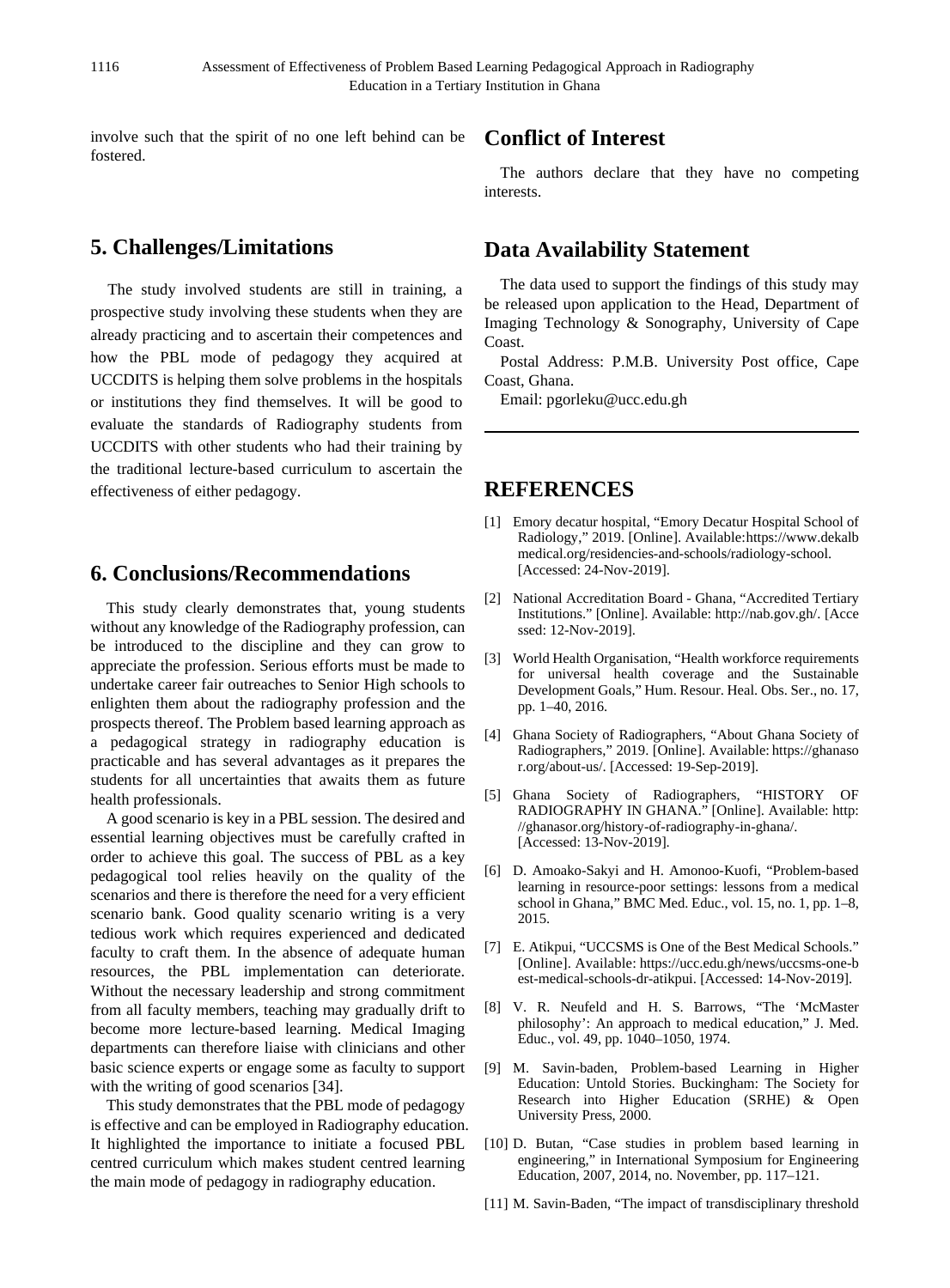involve such that the spirit of no one left behind can be fostered.

## 5. Challenges/Limitations

The study involved students are still in training, a prospective study involving these students when they are already practicing and to ascertain their competences and how the PBL mode of pedagogy they acquired at UCCDITS is helping them solve problems in the hospitals or institutions they find themselves. It will be good to evaluate the standards of Radiography students from UCCDITS with other students who had their training by the traditional lecture-based curriculum to ascertain the effectiveness of either pedagogy.

## 6. Conclusions/Recommendations

This study clearly demonstrates that, young students without any knowledge of the Radiography profession, can be introduced to the discipline and they can grow to appreciate the profession. Serious efforts must be made to undertake career fair outreaches to Senior High schools to enlighten them about the radiography profession and the prospects thereof. The Problem based learning approach as a pedagogical strategy in radiography education is practicable and has several advantages as it prepares the students for all uncertainties that awaits them as future health professionals.

A good scenario is key in a PBL session. The desired and essential learning objectives must be carefully crafted in order to achieve this goal. The success of PBL as a key pedagogical tool relies heavily on the quality of the scenarios and there is therefore the need for a very efficient scenario bank. Good quality scenario writing is a very tedious work which requires experienced and dedicated faculty to craft them. In the absence of adequate human resources, the PBL implementation can deteriorate. Without the necessary leadership and strong commitment from all faculty members, teaching may gradually drift to become more lecture-based learning. Medical Imaging departments can therefore liaise with clinicians and other basic science experts or engage some as faculty to support with the writing of good scenarios [34].

This study demonstrates that the PBL mode of pedagogy is effective and can be employed in Radiography education. It highlighted the importance to initiate a focused PBL centred curriculum which makes student centred learning the main mode of pedagogy in radiography education.

## Conflict of Interest

The authors declare that they have no competing interests.

## Data Availability Statement

The data used to support the findings of this study may be released upon application to the Head, Department of Imaging Technology & Sonography, University of Cape Coast.

Postal Address: P.M.B. University Post office, Cape Coast, Ghana.

Email: pgorleku@ucc.edu.gh

## REFERENCES

[1] Emory decatur hospital, "Emory Decatur Hospital School of Radiology," 2019. [Online]. Available:https://www.dekalbmedical.org/residencies-and-schools/radiology-school. [Accessed: 24-Nov-2019].

[2] National Accreditation Board - Ghana, "Accredited Tertiary Institutions." [Online]. Available: http://nab.gov.gh/. [Accessed: 12-Nov-2019].

[3] World Health Organisation, "Health workforce requirements for universal health coverage and the Sustainable Development Goals," Hum. Resour. Heal. Obs. Ser., no. 17, pp. 1–40, 2016.

[4] Ghana Society of Radiographers, "About Ghana Society of Radiographers," 2019. [Online]. Available: https://ghanasor.org/about-us/. [Accessed: 19-Sep-2019].

[5] Ghana Society of Radiographers, "HISTORY OF RADIOGRAPHY IN GHANA." [Online]. Available: http://ghanasor.org/history-of-radiography-in-ghana/. [Accessed: 13-Nov-2019].

[6] D. Amoako-Sakyi and H. Amonoo-Kuofi, "Problem-based learning in resource-poor settings: lessons from a medical school in Ghana," BMC Med. Educ., vol. 15, no. 1, pp. 1–8, 2015.

[7] E. Atikpui, "UCCSMS is One of the Best Medical Schools." [Online]. Available: https://ucc.edu.gh/news/uccsms-one-best-medical-schools-dr-atikpui. [Accessed: 14-Nov-2019].

[8] V. R. Neufeld and H. S. Barrows, "The 'McMaster philosophy': An approach to medical education," J. Med. Educ., vol. 49, pp. 1040–1050, 1974.

[9] M. Savin-baden, Problem-based Learning in Higher Education: Untold Stories. Buckingham: The Society for Research into Higher Education (SRHE) & Open University Press, 2000.

[10] D. Butan, "Case studies in problem based learning in engineering," in International Symposium for Engineering Education, 2007, 2014, no. November, pp. 117–121.

[11] M. Savin-Baden, "The impact of transdisciplinary threshold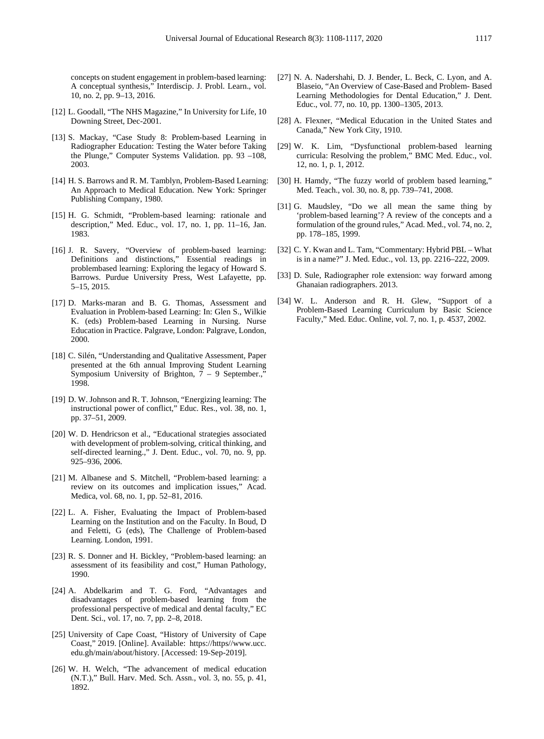concepts on student engagement in problem-based learning: A conceptual synthesis," Interdiscip. J. Probl. Learn., vol. 10, no. 2, pp. 9–13, 2016.

[12] L. Goodall, "The NHS Magazine," In University for Life, 10 Downing Street, Dec-2001.

[13] S. Mackay, "Case Study 8: Problem-based Learning in Radiographer Education: Testing the Water before Taking the Plunge," Computer Systems Validation. pp. 93 –108, 2003.

[14] H. S. Barrows and R. M. Tamblyn, Problem-Based Learning: An Approach to Medical Education. New York: Springer Publishing Company, 1980.

[15] H. G. Schmidt, "Problem-based learning: rationale and description," Med. Educ., vol. 17, no. 1, pp. 11–16, Jan. 1983.

[16] J. R. Savery, "Overview of problem-based learning: Definitions and distinctions," Essential readings in problembased learning: Exploring the legacy of Howard S. Barrows. Purdue University Press, West Lafayette, pp. 5–15, 2015.

[17] D. Marks-maran and B. G. Thomas, Assessment and Evaluation in Problem-based Learning: In: Glen S., Wilkie K. (eds) Problem-based Learning in Nursing. Nurse Education in Practice. Palgrave, London: Palgrave, London, 2000.

[18] C. Silén, "Understanding and Qualitative Assessment, Paper presented at the 6th annual Improving Student Learning Symposium University of Brighton, 7 – 9 September.," 1998.

[19] D. W. Johnson and R. T. Johnson, "Energizing learning: The instructional power of conflict," Educ. Res., vol. 38, no. 1, pp. 37–51, 2009.

[20] W. D. Hendricson et al., "Educational strategies associated with development of problem-solving, critical thinking, and self-directed learning.," J. Dent. Educ., vol. 70, no. 9, pp. 925–936, 2006.

[21] M. Albanese and S. Mitchell, "Problem-based learning: a review on its outcomes and implication issues," Acad. Medica, vol. 68, no. 1, pp. 52–81, 2016.

[22] L. A. Fisher, Evaluating the Impact of Problem-based Learning on the Institution and on the Faculty. In Boud, D and Feletti, G (eds), The Challenge of Problem-based Learning. London, 1991.

[23] R. S. Donner and H. Bickley, "Problem-based learning: an assessment of its feasibility and cost," Human Pathology, 1990.

[24] A. Abdelkarim and T. G. Ford, "Advantages and disadvantages of problem-based learning from the professional perspective of medical and dental faculty," EC Dent. Sci., vol. 17, no. 7, pp. 2–8, 2018.

[25] University of Cape Coast, "History of University of Cape Coast," 2019. [Online]. Available: https://https//www.ucc.edu.gh/main/about/history. [Accessed: 19-Sep-2019].

[26] W. H. Welch, "The advancement of medical education (N.T.)," Bull. Harv. Med. Sch. Assn., vol. 3, no. 55, p. 41, 1892.

[27] N. A. Nadershahi, D. J. Bender, L. Beck, C. Lyon, and A. Blaseio, "An Overview of Case-Based and Problem- Based Learning Methodologies for Dental Education," J. Dent. Educ., vol. 77, no. 10, pp. 1300–1305, 2013.

[28] A. Flexner, "Medical Education in the United States and Canada," New York City, 1910.

[29] W. K. Lim, "Dysfunctional problem-based learning curricula: Resolving the problem," BMC Med. Educ., vol. 12, no. 1, p. 1, 2012.

[30] H. Hamdy, "The fuzzy world of problem based learning," Med. Teach., vol. 30, no. 8, pp. 739–741, 2008.

[31] G. Maudsley, "Do we all mean the same thing by 'problem-based learning'? A review of the concepts and a formulation of the ground rules," Acad. Med., vol. 74, no. 2, pp. 178–185, 1999.

[32] C. Y. Kwan and L. Tam, "Commentary: Hybrid PBL – What is in a name?" J. Med. Educ., vol. 13, pp. 2216–222, 2009.

[33] D. Sule, Radiographer role extension: way forward among Ghanaian radiographers. 2013.

[34] W. L. Anderson and R. H. Glew, "Support of a Problem-Based Learning Curriculum by Basic Science Faculty," Med. Educ. Online, vol. 7, no. 1, p. 4537, 2002.